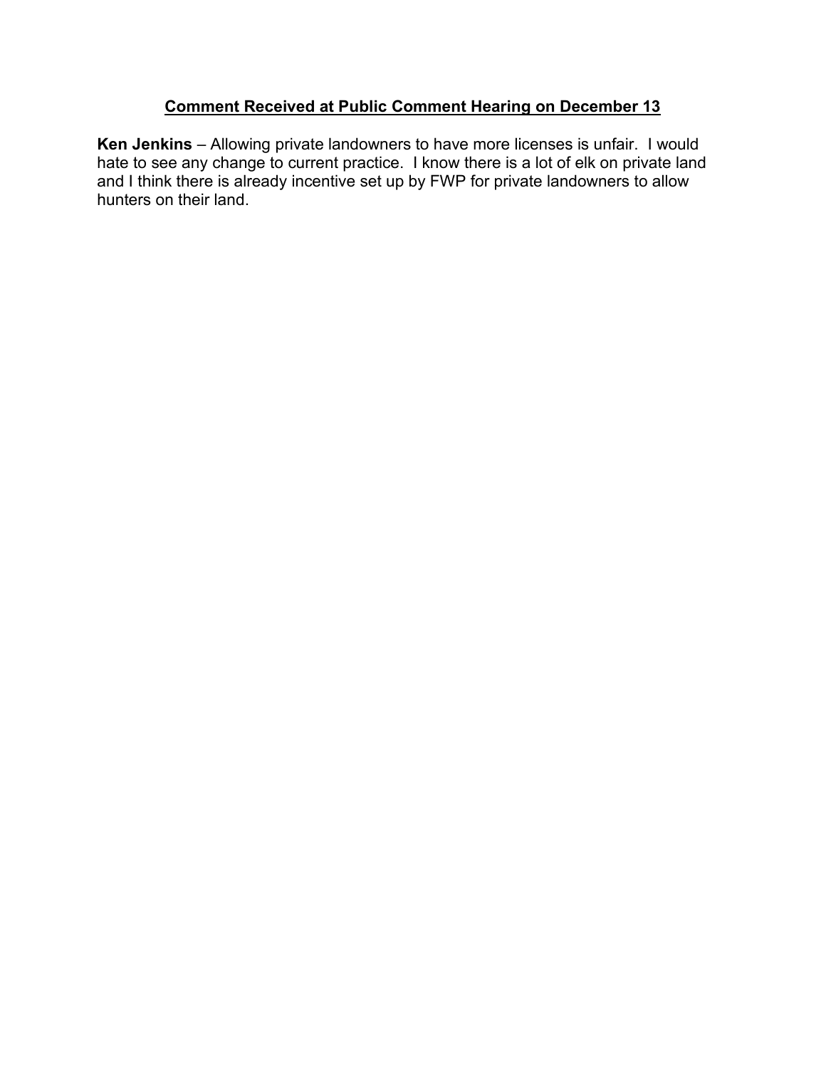## Comment Received at Public Comment Hearing on December 13

**Ken Jenkins** – Allowing private landowners to have more licenses is unfair. I would hate to see any change to current practice. I know there is a lot of elk on private land and I think there is already incentive set up by FWP for private landowners to allow hunters on their land.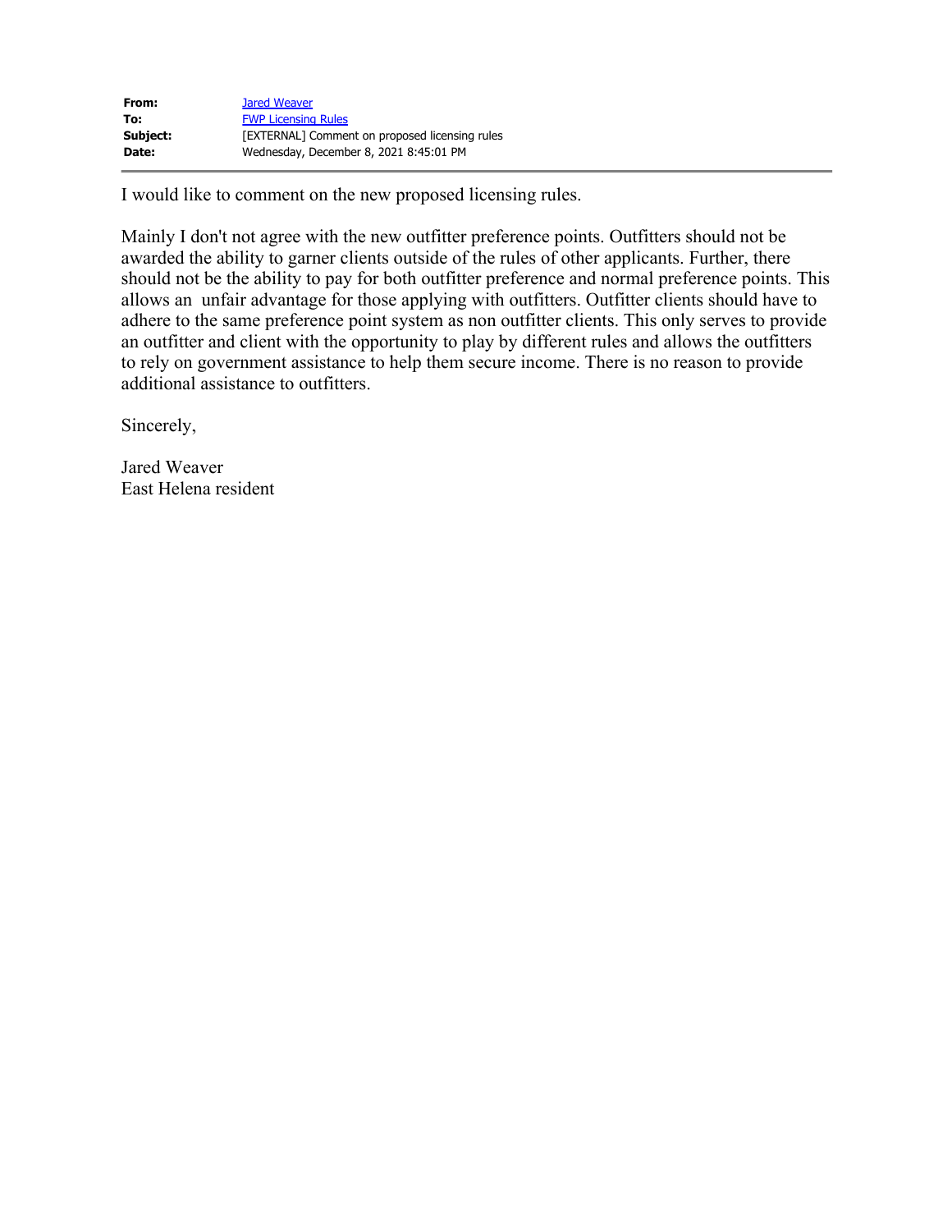| | |
|---|---|
| **From:** | Jared Weaver |
| **To:** | FWP Licensing Rules |
| **Subject:** | [EXTERNAL] Comment on proposed licensing rules |
| **Date:** | Wednesday, December 8, 2021 8:45:01 PM |

I would like to comment on the new proposed licensing rules.

Mainly I don't not agree with the new outfitter preference points. Outfitters should not be awarded the ability to garner clients outside of the rules of other applicants. Further, there should not be the ability to pay for both outfitter preference and normal preference points. This allows an  unfair advantage for those applying with outfitters. Outfitter clients should have to adhere to the same preference point system as non outfitter clients. This only serves to provide an outfitter and client with the opportunity to play by different rules and allows the outfitters to rely on government assistance to help them secure income. There is no reason to provide additional assistance to outfitters.

Sincerely,

Jared Weaver  
East Helena resident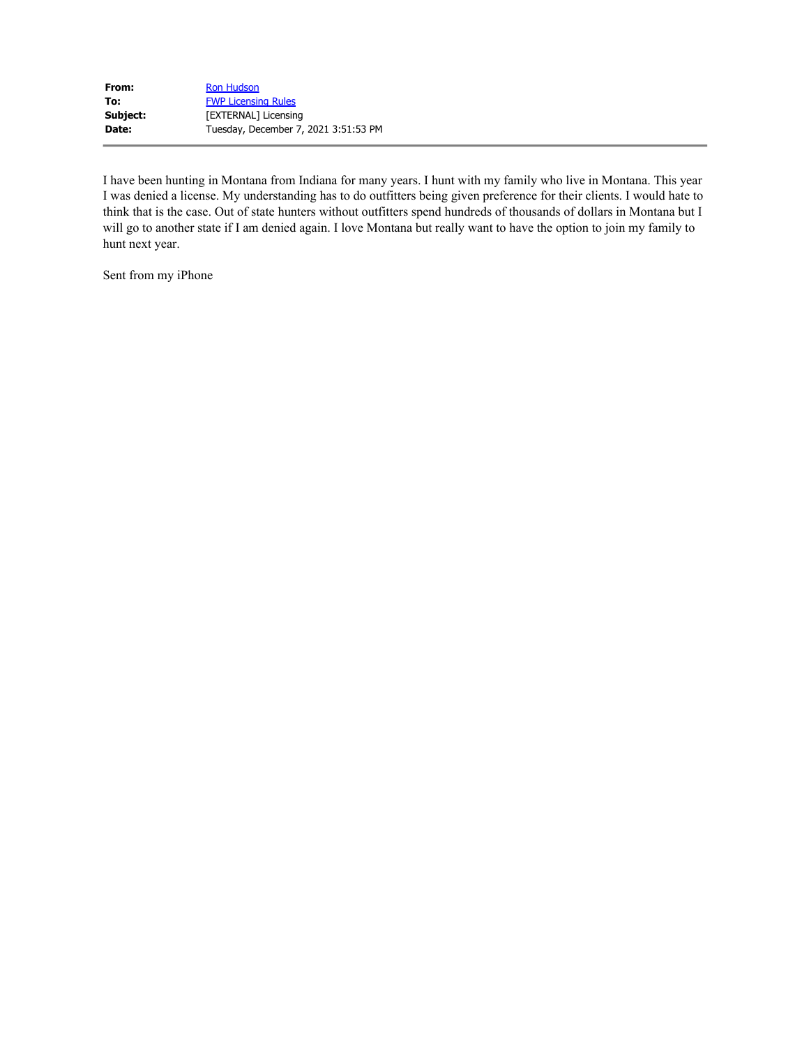**From:** Ron Hudson
**To:** FWP Licensing Rules
**Subject:** [EXTERNAL] Licensing
**Date:** Tuesday, December 7, 2021 3:51:53 PM

---

I have been hunting in Montana from Indiana for many years. I hunt with my family who live in Montana. This year I was denied a license. My understanding has to do outfitters being given preference for their clients. I would hate to think that is the case. Out of state hunters without outfitters spend hundreds of thousands of dollars in Montana but I will go to another state if I am denied again. I love Montana but really want to have the option to join my family to hunt next year.

Sent from my iPhone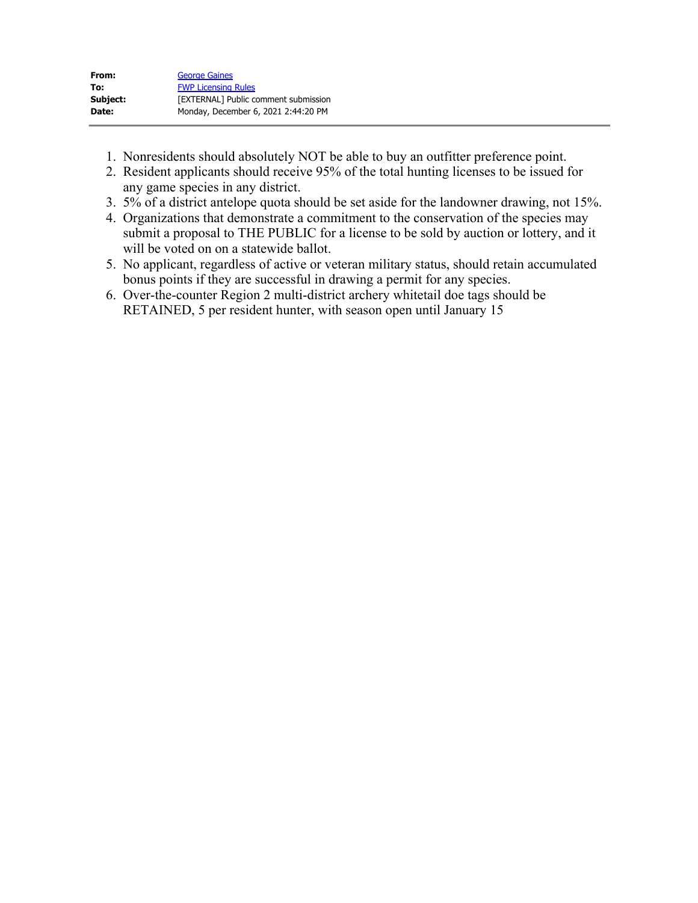| | |
|---|---|
| **From:** | George Gaines |
| **To:** | FWP Licensing Rules |
| **Subject:** | [EXTERNAL] Public comment submission |
| **Date:** | Monday, December 6, 2021 2:44:20 PM |

---

1. Nonresidents should absolutely NOT be able to buy an outfitter preference point.
2. Resident applicants should receive 95% of the total hunting licenses to be issued for any game species in any district.
3. 5% of a district antelope quota should be set aside for the landowner drawing, not 15%.
4. Organizations that demonstrate a commitment to the conservation of the species may submit a proposal to THE PUBLIC for a license to be sold by auction or lottery, and it will be voted on on a statewide ballot.
5. No applicant, regardless of active or veteran military status, should retain accumulated bonus points if they are successful in drawing a permit for any species.
6. Over-the-counter Region 2 multi-district archery whitetail doe tags should be RETAINED, 5 per resident hunter, with season open until January 15